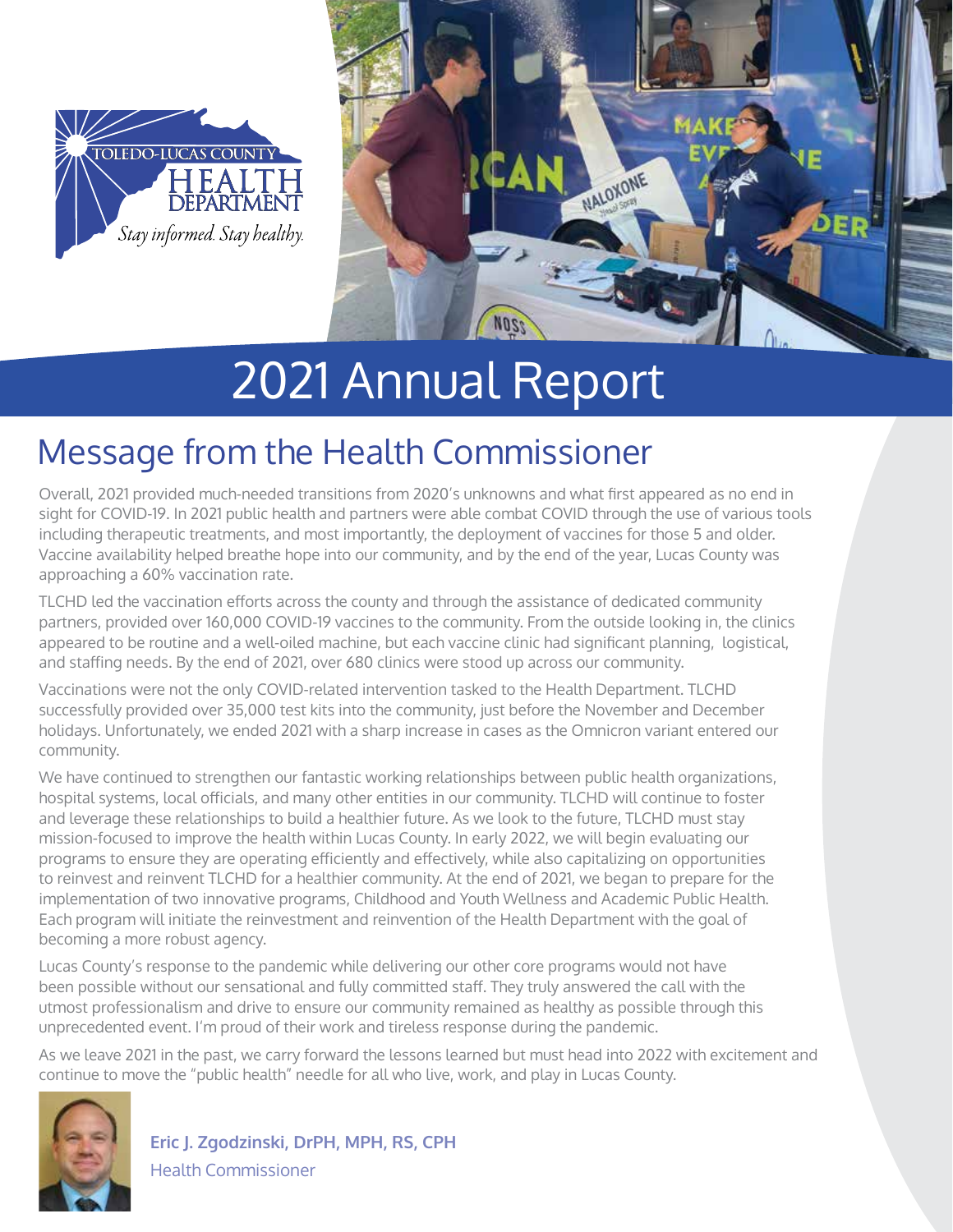TOLEDO-LUCAS COUNTY HEALTH DEPARTMENT

*Stay informed. Stay healthy.*

# 2021 Annual Report

## Message from the Health Commissioner

Overall, 2021 provided much-needed transitions from 2020's unknowns and what first appeared as no end in sight for COVID-19. In 2021 public health and partners were able combat COVID through the use of various tools including therapeutic treatments, and most importantly, the deployment of vaccines for those 5 and older. Vaccine availability helped breathe hope into our community, and by the end of the year, Lucas County was approaching a 60% vaccination rate.

TLCHD led the vaccination efforts across the county and through the assistance of dedicated community partners, provided over 160,000 COVID-19 vaccines to the community. From the outside looking in, the clinics appeared to be routine and a well-oiled machine, but each vaccine clinic had significant planning, logistical, and staffing needs. By the end of 2021, over 680 clinics were stood up across our community.

Vaccinations were not the only COVID-related intervention tasked to the Health Department. TLCHD successfully provided over 35,000 test kits into the community, just before the November and December holidays. Unfortunately, we ended 2021 with a sharp increase in cases as the Omnicron variant entered our community.

We have continued to strengthen our fantastic working relationships between public health organizations, hospital systems, local officials, and many other entities in our community. TLCHD will continue to foster and leverage these relationships to build a healthier future. As we look to the future, TLCHD must stay mission-focused to improve the health within Lucas County. In early 2022, we will begin evaluating our programs to ensure they are operating efficiently and effectively, while also capitalizing on opportunities to reinvest and reinvent TLCHD for a healthier community. At the end of 2021, we began to prepare for the implementation of two innovative programs, Childhood and Youth Wellness and Academic Public Health. Each program will initiate the reinvestment and reinvention of the Health Department with the goal of becoming a more robust agency.

Lucas County's response to the pandemic while delivering our other core programs would not have been possible without our sensational and fully committed staff. They truly answered the call with the utmost professionalism and drive to ensure our community remained as healthy as possible through this unprecedented event. I'm proud of their work and tireless response during the pandemic.

As we leave 2021 in the past, we carry forward the lessons learned but must head into 2022 with excitement and continue to move the "public health" needle for all who live, work, and play in Lucas County.

**Eric J. Zgodzinski, DrPH, MPH, RS, CPH**
Health Commissioner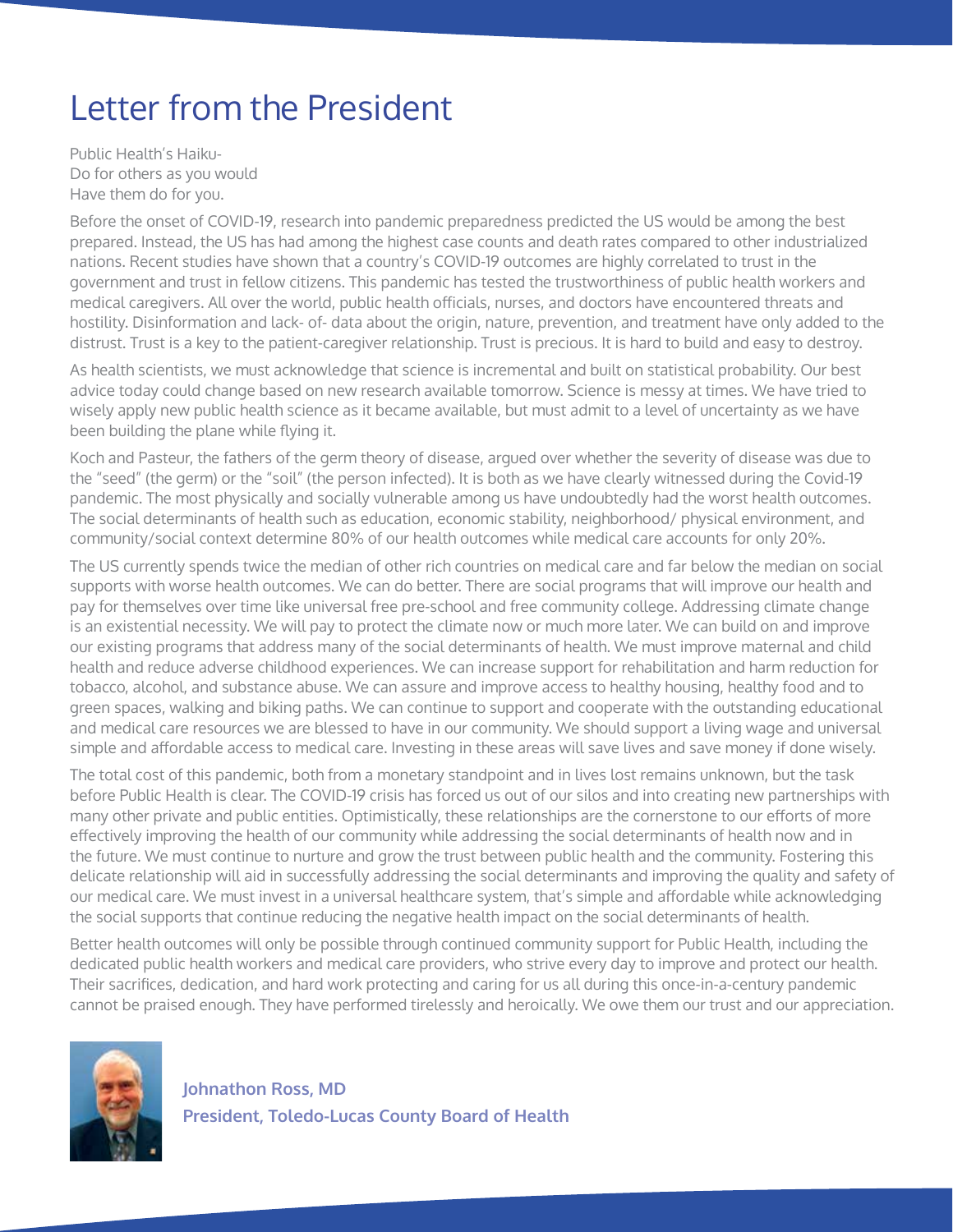# Letter from the President

Public Health's Haiku-
Do for others as you would
Have them do for you.

Before the onset of COVID-19, research into pandemic preparedness predicted the US would be among the best prepared. Instead, the US has had among the highest case counts and death rates compared to other industrialized nations. Recent studies have shown that a country's COVID-19 outcomes are highly correlated to trust in the government and trust in fellow citizens. This pandemic has tested the trustworthiness of public health workers and medical caregivers. All over the world, public health officials, nurses, and doctors have encountered threats and hostility. Disinformation and lack- of- data about the origin, nature, prevention, and treatment have only added to the distrust. Trust is a key to the patient-caregiver relationship. Trust is precious. It is hard to build and easy to destroy.

As health scientists, we must acknowledge that science is incremental and built on statistical probability. Our best advice today could change based on new research available tomorrow. Science is messy at times. We have tried to wisely apply new public health science as it became available, but must admit to a level of uncertainty as we have been building the plane while flying it.

Koch and Pasteur, the fathers of the germ theory of disease, argued over whether the severity of disease was due to the "seed" (the germ) or the "soil" (the person infected). It is both as we have clearly witnessed during the Covid-19 pandemic. The most physically and socially vulnerable among us have undoubtedly had the worst health outcomes. The social determinants of health such as education, economic stability, neighborhood/ physical environment, and community/social context determine 80% of our health outcomes while medical care accounts for only 20%.

The US currently spends twice the median of other rich countries on medical care and far below the median on social supports with worse health outcomes. We can do better. There are social programs that will improve our health and pay for themselves over time like universal free pre-school and free community college. Addressing climate change is an existential necessity. We will pay to protect the climate now or much more later. We can build on and improve our existing programs that address many of the social determinants of health. We must improve maternal and child health and reduce adverse childhood experiences. We can increase support for rehabilitation and harm reduction for tobacco, alcohol, and substance abuse. We can assure and improve access to healthy housing, healthy food and to green spaces, walking and biking paths. We can continue to support and cooperate with the outstanding educational and medical care resources we are blessed to have in our community. We should support a living wage and universal simple and affordable access to medical care. Investing in these areas will save lives and save money if done wisely.

The total cost of this pandemic, both from a monetary standpoint and in lives lost remains unknown, but the task before Public Health is clear. The COVID-19 crisis has forced us out of our silos and into creating new partnerships with many other private and public entities. Optimistically, these relationships are the cornerstone to our efforts of more effectively improving the health of our community while addressing the social determinants of health now and in the future. We must continue to nurture and grow the trust between public health and the community. Fostering this delicate relationship will aid in successfully addressing the social determinants and improving the quality and safety of our medical care. We must invest in a universal healthcare system, that's simple and affordable while acknowledging the social supports that continue reducing the negative health impact on the social determinants of health.

Better health outcomes will only be possible through continued community support for Public Health, including the dedicated public health workers and medical care providers, who strive every day to improve and protect our health. Their sacrifices, dedication, and hard work protecting and caring for us all during this once-in-a-century pandemic cannot be praised enough. They have performed tirelessly and heroically. We owe them our trust and our appreciation.

**Johnathon Ross, MD**
**President, Toledo-Lucas County Board of Health**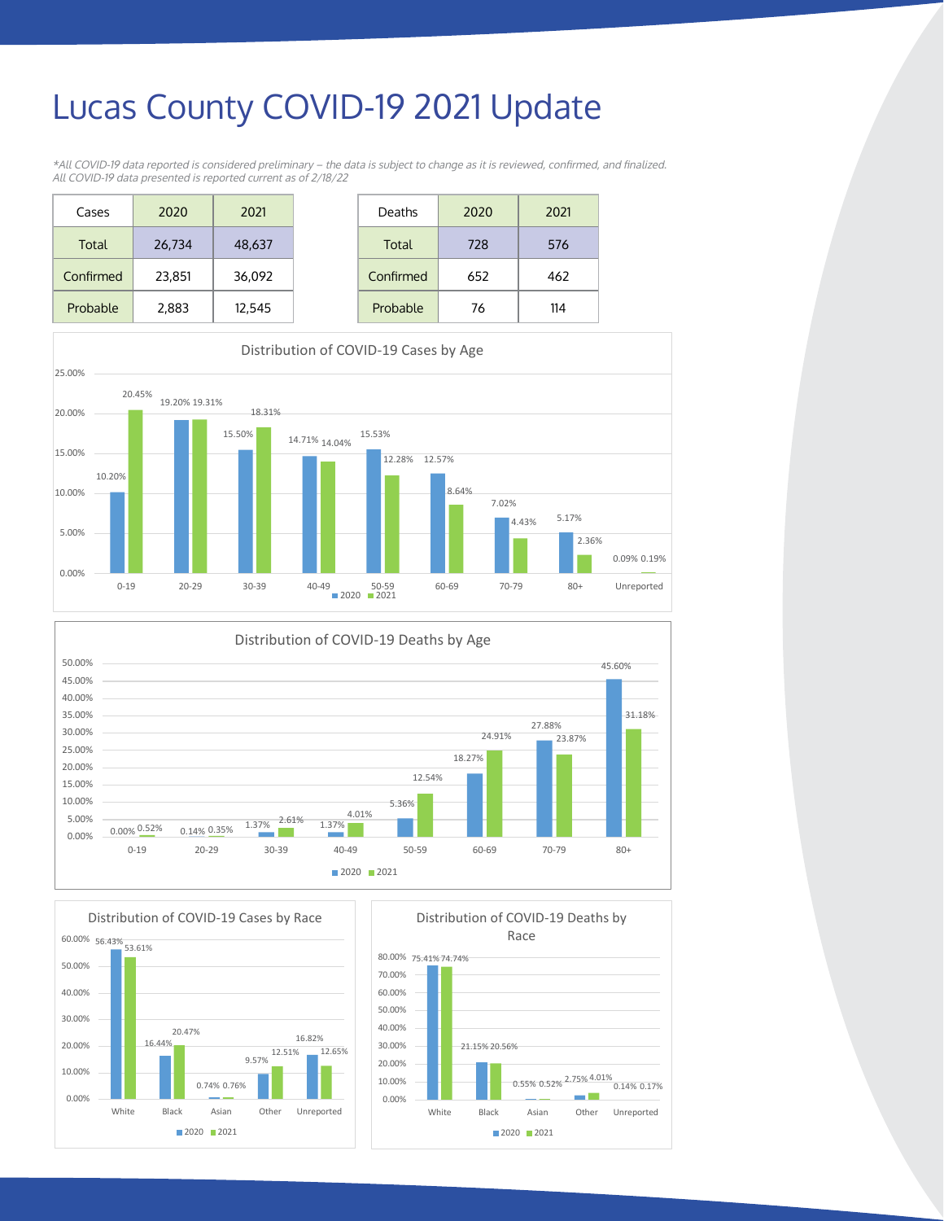# Lucas County COVID-19 2021 Update

*\*All COVID-19 data reported is considered preliminary – the data is subject to change as it is reviewed, confirmed, and finalized. All COVID-19 data presented is reported current as of 2/18/22*

| Cases | 2020 | 2021 |
|---|---|---|
| Total | 26,734 | 48,637 |
| Confirmed | 23,851 | 36,092 |
| Probable | 2,883 | 12,545 |

| Deaths | 2020 | 2021 |
|---|---|---|
| Total | 728 | 576 |
| Confirmed | 652 | 462 |
| Probable | 76 | 114 |

**Distribution of COVID-19 Cases by Age**

| Age | 2020 | 2021 |
|---|---|---|
| 0-19 | 10.20% | 20.45% |
| 20-29 | 19.20% | 19.31% |
| 30-39 | 15.50% | 18.31% |
| 40-49 | 14.71% | 14.04% |
| 50-59 | 15.53% | 12.28% |
| 60-69 | 12.57% | 8.64% |
| 70-79 | 7.02% | 4.43% |
| 80+ | 5.17% | 2.36% |
| Unreported | 0.09% | 0.19% |

**Distribution of COVID-19 Deaths by Age**

| Age | 2020 | 2021 |
|---|---|---|
| 0-19 | 0.00% | 0.52% |
| 20-29 | 0.14% | 0.35% |
| 30-39 | 1.37% | 2.61% |
| 40-49 | 1.37% | 4.01% |
| 50-59 | 5.36% | 12.54% |
| 60-69 | 18.27% | 24.91% |
| 70-79 | 27.88% | 23.87% |
| 80+ | 45.60% | 31.18% |

**Distribution of COVID-19 Cases by Race**

| Race | 2020 | 2021 |
|---|---|---|
| White | 56.43% | 53.61% |
| Black | 16.44% | 20.47% |
| Asian | 0.74% | 0.76% |
| Other | 9.57% | 12.51% |
| Unreported | 16.82% | 12.65% |

**Distribution of COVID-19 Deaths by Race**

| Race | 2020 | 2021 |
|---|---|---|
| White | 75.41% | 74.74% |
| Black | 21.15% | 20.56% |
| Asian | 0.55% | 0.52% |
| Other | 2.75% | 4.01% |
| Unreported | 0.14% | 0.17% |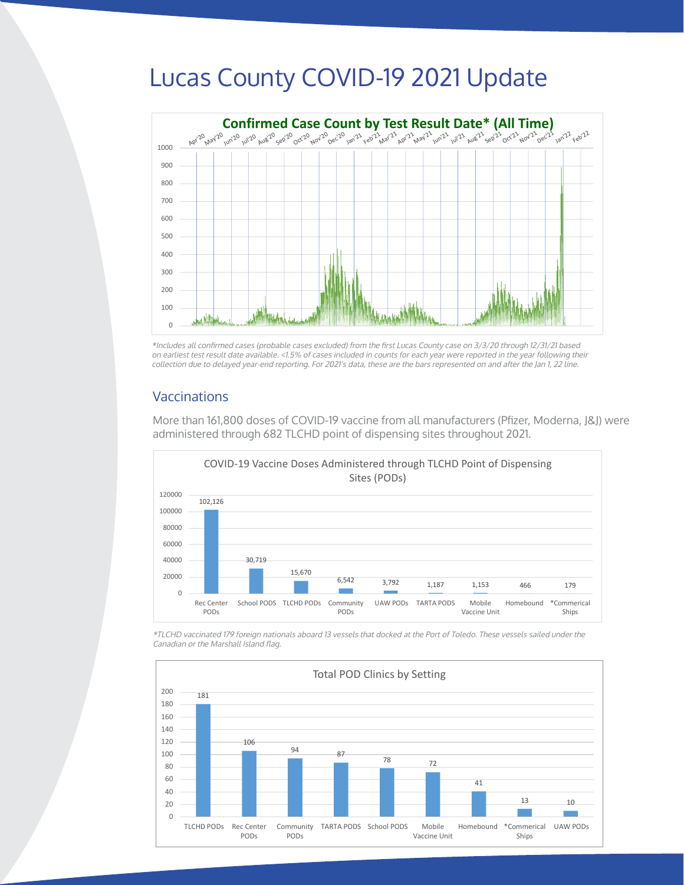# Lucas County COVID-19 2021 Update

**Confirmed Case Count by Test Result Date* (All Time)**

*Includes all confirmed cases (probable cases excluded) from the first Lucas County case on 3/3/20 through 12/31/21 based on earliest test result date available. <1.5% of cases included in counts for each year were reported in the year following their collection due to delayed year-end reporting. For 2021's data, these are the bars represented on and after the Jan 1, 22 line.*

## Vaccinations

More than 161,800 doses of COVID-19 vaccine from all manufacturers (Pfizer, Moderna, J&J) were administered through 682 TLCHD point of dispensing sites throughout 2021.

**COVID-19 Vaccine Doses Administered through TLCHD Point of Dispensing Sites (PODs)**

| Setting | Doses |
| --- | --- |
| Rec Center PODs | 102,126 |
| School PODS | 30,719 |
| TLCHD PODs | 15,670 |
| Community PODS | 6,542 |
| UAW PODs | 3,792 |
| TARTA PODS | 1,187 |
| Mobile Vaccine Unit | 1,153 |
| Homebound | 466 |
| *Commerical Ships | 179 |

*TLCHD vaccinated 179 foreign nationals aboard 13 vessels that docked at the Port of Toledo. These vessels sailed under the Canadian or the Marshall Island flag.*

**Total POD Clinics by Setting**

| Setting | Clinics |
| --- | --- |
| TLCHD PODs | 181 |
| Rec Center PODs | 106 |
| Community PODS | 94 |
| TARTA PODS | 87 |
| School PODS | 78 |
| Mobile Vaccine Unit | 72 |
| Homebound | 41 |
| *Commerical Ships | 13 |
| UAW PODs | 10 |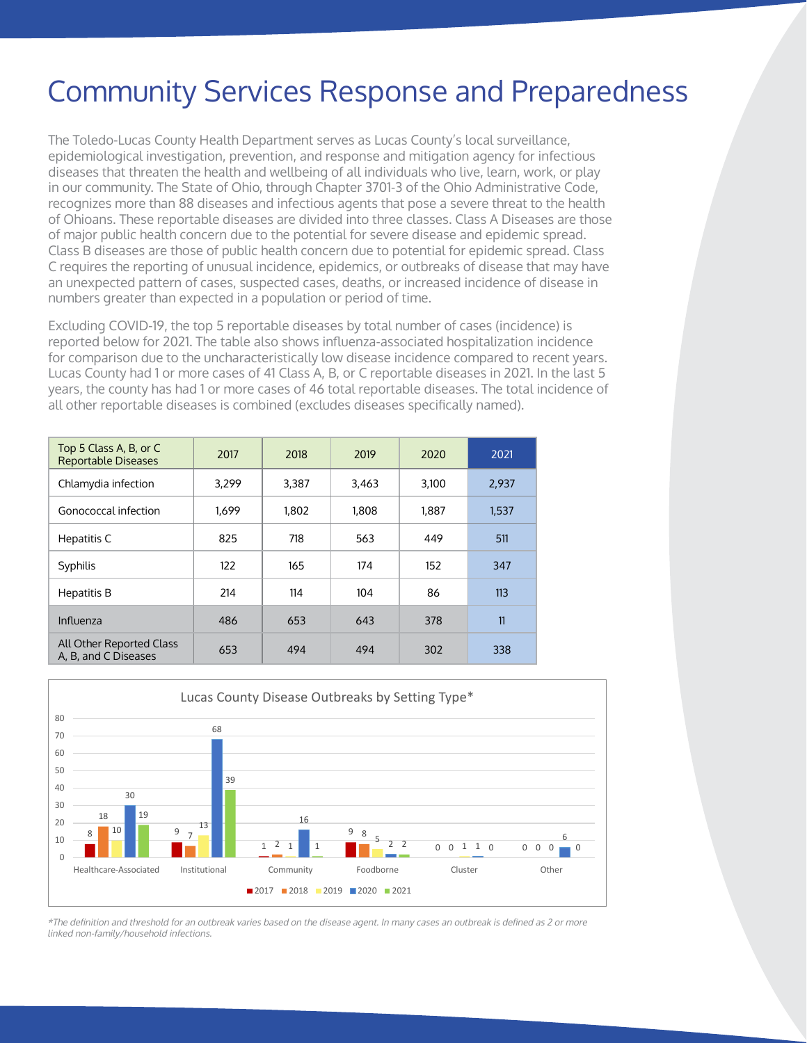# Community Services Response and Preparedness

The Toledo-Lucas County Health Department serves as Lucas County's local surveillance, epidemiological investigation, prevention, and response and mitigation agency for infectious diseases that threaten the health and wellbeing of all individuals who live, learn, work, or play in our community. The State of Ohio, through Chapter 3701-3 of the Ohio Administrative Code, recognizes more than 88 diseases and infectious agents that pose a severe threat to the health of Ohioans. These reportable diseases are divided into three classes. Class A Diseases are those of major public health concern due to the potential for severe disease and epidemic spread. Class B diseases are those of public health concern due to potential for epidemic spread. Class C requires the reporting of unusual incidence, epidemics, or outbreaks of disease that may have an unexpected pattern of cases, suspected cases, deaths, or increased incidence of disease in numbers greater than expected in a population or period of time.

Excluding COVID-19, the top 5 reportable diseases by total number of cases (incidence) is reported below for 2021. The table also shows influenza-associated hospitalization incidence for comparison due to the uncharacteristically low disease incidence compared to recent years. Lucas County had 1 or more cases of 41 Class A, B, or C reportable diseases in 2021. In the last 5 years, the county has had 1 or more cases of 46 total reportable diseases. The total incidence of all other reportable diseases is combined (excludes diseases specifically named).

| Top 5 Class A, B, or C Reportable Diseases | 2017 | 2018 | 2019 | 2020 | 2021 |
|---|---|---|---|---|---|
| Chlamydia infection | 3,299 | 3,387 | 3,463 | 3,100 | 2,937 |
| Gonococcal infection | 1,699 | 1,802 | 1,808 | 1,887 | 1,537 |
| Hepatitis C | 825 | 718 | 563 | 449 | 511 |
| Syphilis | 122 | 165 | 174 | 152 | 347 |
| Hepatitis B | 214 | 114 | 104 | 86 | 113 |
| Influenza | 486 | 653 | 643 | 378 | 11 |
| All Other Reported Class A, B, and C Diseases | 653 | 494 | 494 | 302 | 338 |

**Lucas County Disease Outbreaks by Setting Type***

| Setting Type | 2017 | 2018 | 2019 | 2020 | 2021 |
|---|---|---|---|---|---|
| Healthcare-Associated | 8 | 18 | 10 | 30 | 19 |
| Institutional | 9 | 7 | 13 | 68 | 39 |
| Community | 1 | 2 | 1 | 16 | 1 |
| Foodborne | 9 | 8 | 5 | 2 | 2 |
| Cluster | 0 | 0 | 1 | 1 | 0 |
| Other | 0 | 0 | 0 | 6 | 0 |

*\*The definition and threshold for an outbreak varies based on the disease agent. In many cases an outbreak is defined as 2 or more linked non-family/household infections.*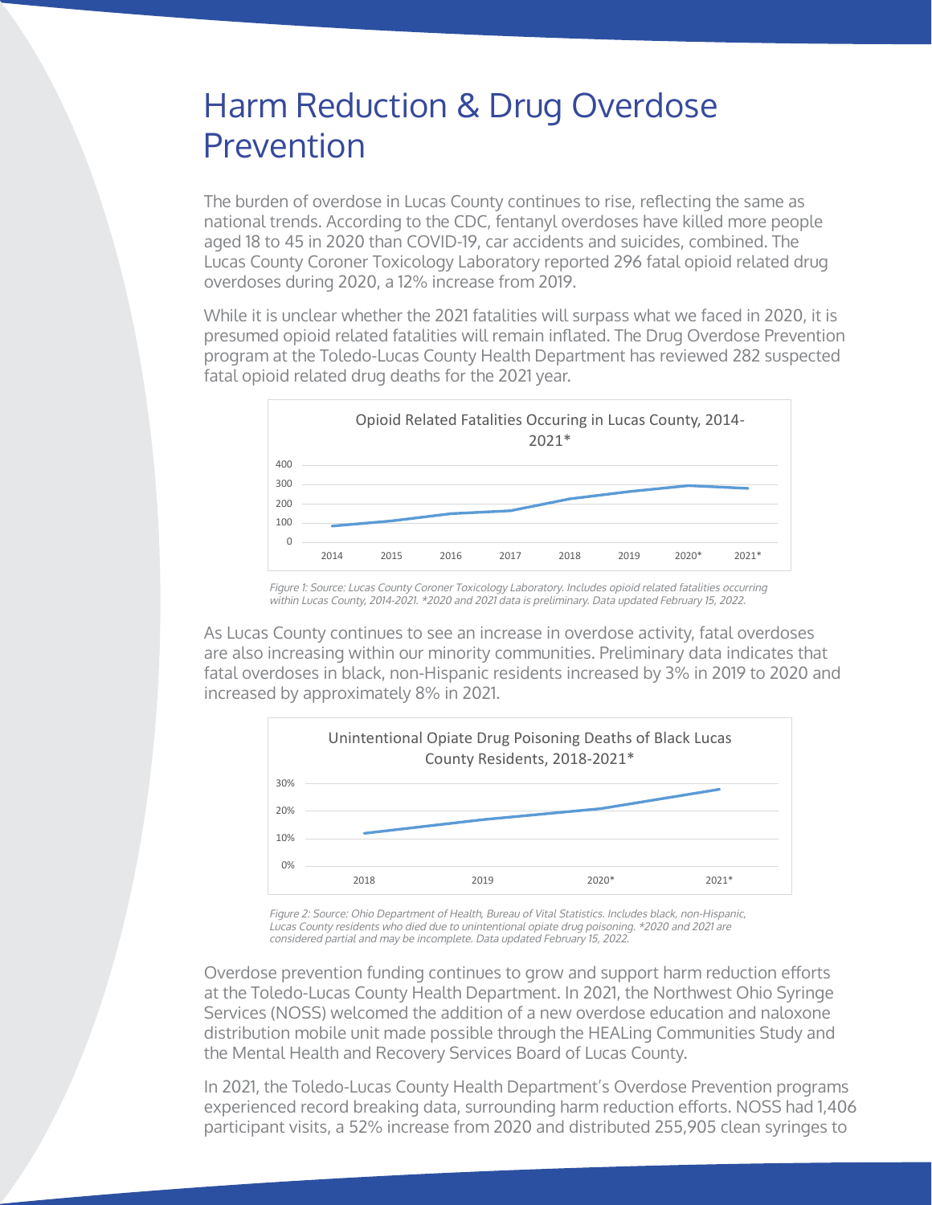# Harm Reduction & Drug Overdose Prevention

The burden of overdose in Lucas County continues to rise, reflecting the same as national trends. According to the CDC, fentanyl overdoses have killed more people aged 18 to 45 in 2020 than COVID-19, car accidents and suicides, combined. The Lucas County Coroner Toxicology Laboratory reported 296 fatal opioid related drug overdoses during 2020, a 12% increase from 2019.

While it is unclear whether the 2021 fatalities will surpass what we faced in 2020, it is presumed opioid related fatalities will remain inflated. The Drug Overdose Prevention program at the Toledo-Lucas County Health Department has reviewed 282 suspected fatal opioid related drug deaths for the 2021 year.

Opioid Related Fatalities Occuring in Lucas County, 2014-2021*

*Figure 1: Source: Lucas County Coroner Toxicology Laboratory. Includes opioid related fatalities occurring within Lucas County, 2014-2021. *2020 and 2021 data is preliminary. Data updated February 15, 2022.*

As Lucas County continues to see an increase in overdose activity, fatal overdoses are also increasing within our minority communities. Preliminary data indicates that fatal overdoses in black, non-Hispanic residents increased by 3% in 2019 to 2020 and increased by approximately 8% in 2021.

Unintentional Opiate Drug Poisoning Deaths of Black Lucas County Residents, 2018-2021*

*Figure 2: Source: Ohio Department of Health, Bureau of Vital Statistics. Includes black, non-Hispanic, Lucas County residents who died due to unintentional opiate drug poisoning. *2020 and 2021 are considered partial and may be incomplete. Data updated February 15, 2022.*

Overdose prevention funding continues to grow and support harm reduction efforts at the Toledo-Lucas County Health Department. In 2021, the Northwest Ohio Syringe Services (NOSS) welcomed the addition of a new overdose education and naloxone distribution mobile unit made possible through the HEALing Communities Study and the Mental Health and Recovery Services Board of Lucas County.

In 2021, the Toledo-Lucas County Health Department's Overdose Prevention programs experienced record breaking data, surrounding harm reduction efforts. NOSS had 1,406 participant visits, a 52% increase from 2020 and distributed 255,905 clean syringes to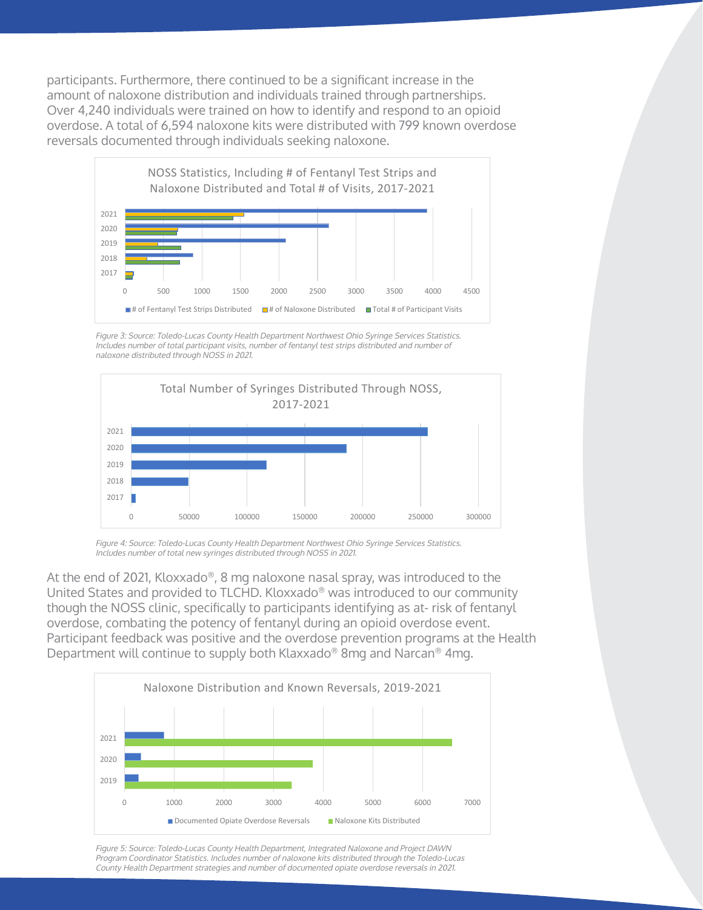participants. Furthermore, there continued to be a significant increase in the amount of naloxone distribution and individuals trained through partnerships. Over 4,240 individuals were trained on how to identify and respond to an opioid overdose. A total of 6,594 naloxone kits were distributed with 799 known overdose reversals documented through individuals seeking naloxone.

NOSS Statistics, Including # of Fentanyl Test Strips and Naloxone Distributed and Total # of Visits, 2017-2021

*Figure 3: Source: Toledo-Lucas County Health Department Northwest Ohio Syringe Services Statistics. Includes number of total participant visits, number of fentanyl test strips distributed and number of naloxone distributed through NOSS in 2021.*

Total Number of Syringes Distributed Through NOSS, 2017-2021

*Figure 4: Source: Toledo-Lucas County Health Department Northwest Ohio Syringe Services Statistics. Includes number of total new syringes distributed through NOSS in 2021.*

At the end of 2021, Kloxxado®, 8 mg naloxone nasal spray, was introduced to the United States and provided to TLCHD. Kloxxado® was introduced to our community though the NOSS clinic, specifically to participants identifying as at- risk of fentanyl overdose, combating the potency of fentanyl during an opioid overdose event. Participant feedback was positive and the overdose prevention programs at the Health Department will continue to supply both Klaxxado® 8mg and Narcan® 4mg.

Naloxone Distribution and Known Reversals, 2019-2021

*Figure 5: Source: Toledo-Lucas County Health Department, Integrated Naloxone and Project DAWN Program Coordinator Statistics. Includes number of naloxone kits distributed through the Toledo-Lucas County Health Department strategies and number of documented opiate overdose reversals in 2021.*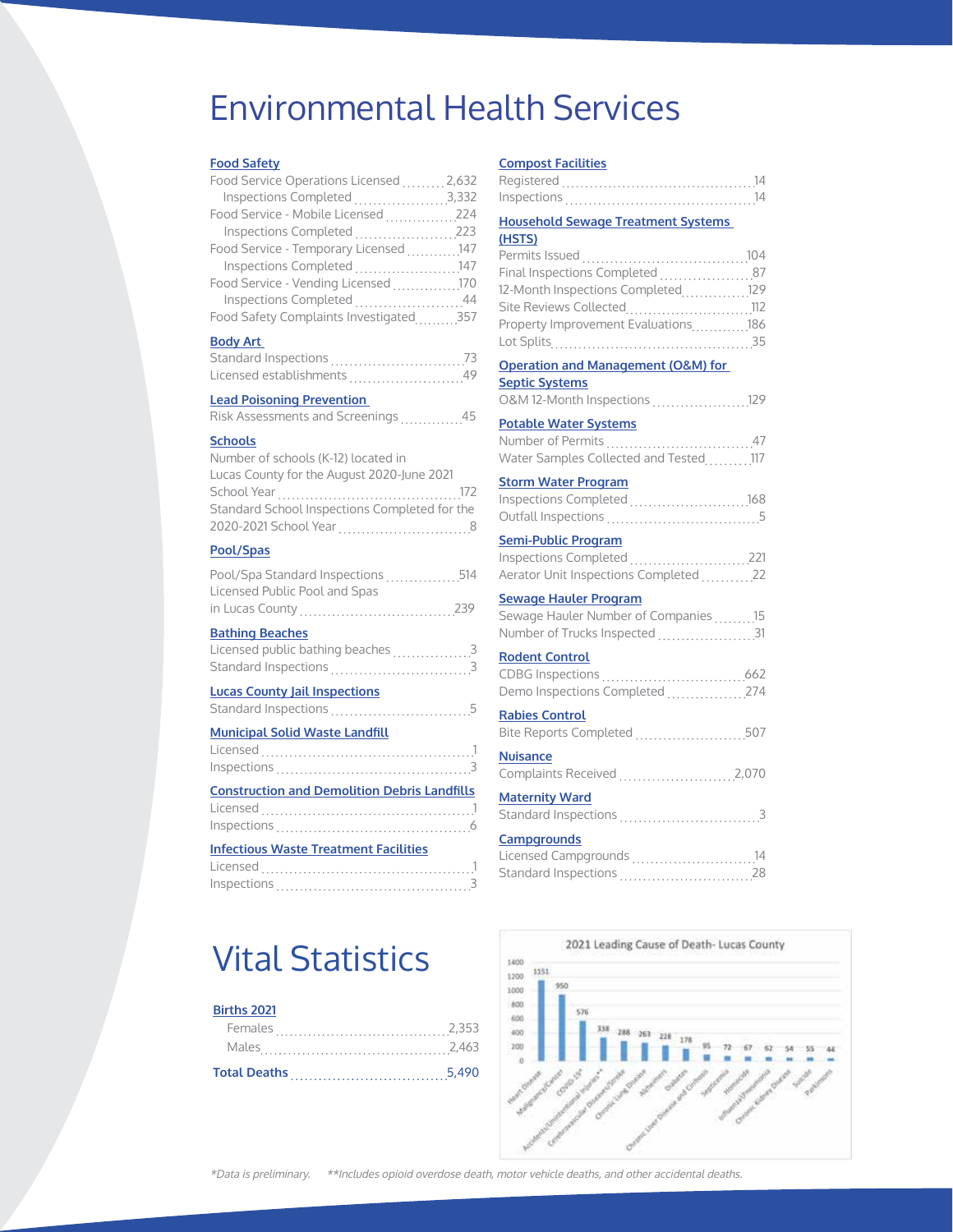# Environmental Health Services

**Food Safety**

| | |
|---|---|
| Food Service Operations Licensed | 2,632 |
| Inspections Completed | 3,332 |
| Food Service - Mobile Licensed | 224 |
| Inspections Completed | 223 |
| Food Service - Temporary Licensed | 147 |
| Inspections Completed | 147 |
| Food Service - Vending Licensed | 170 |
| Inspections Completed | 44 |
| Food Safety Complaints Investigated | 357 |

**Body Art**

| | |
|---|---|
| Standard Inspections | 73 |
| Licensed establishments | 49 |

**Lead Poisoning Prevention**

| | |
|---|---|
| Risk Assessments and Screenings | 45 |

**Schools**

| | |
|---|---|
| Number of schools (K-12) located in Lucas County for the August 2020-June 2021 School Year | 172 |
| Standard School Inspections Completed for the 2020-2021 School Year | 8 |

**Pool/Spas**

| | |
|---|---|
| Pool/Spa Standard Inspections | 514 |
| Licensed Public Pool and Spas in Lucas County | 239 |

**Bathing Beaches**

| | |
|---|---|
| Licensed public bathing beaches | 3 |
| Standard Inspections | 3 |

**Lucas County Jail Inspections**

| | |
|---|---|
| Standard Inspections | 5 |

**Municipal Solid Waste Landfill**

| | |
|---|---|
| Licensed | 1 |
| Inspections | 3 |

**Construction and Demolition Debris Landfills**

| | |
|---|---|
| Licensed | 1 |
| Inspections | 6 |

**Infectious Waste Treatment Facilities**

| | |
|---|---|
| Licensed | 1 |
| Inspections | 3 |

**Compost Facilities**

| | |
|---|---|
| Registered | 14 |
| Inspections | 14 |

**Household Sewage Treatment Systems (HSTS)**

| | |
|---|---|
| Permits Issued | 104 |
| Final Inspections Completed | 87 |
| 12-Month Inspections Completed | 129 |
| Site Reviews Collected | 112 |
| Property Improvement Evaluations | 186 |
| Lot Splits | 35 |

**Operation and Management (O&M) for Septic Systems**

| | |
|---|---|
| O&M 12-Month Inspections | 129 |

**Potable Water Systems**

| | |
|---|---|
| Number of Permits | 47 |
| Water Samples Collected and Tested | 117 |

**Storm Water Program**

| | |
|---|---|
| Inspections Completed | 168 |
| Outfall Inspections | 5 |

**Semi-Public Program**

| | |
|---|---|
| Inspections Completed | 221 |
| Aerator Unit Inspections Completed | 22 |

**Sewage Hauler Program**

| | |
|---|---|
| Sewage Hauler Number of Companies | 15 |
| Number of Trucks Inspected | 31 |

**Rodent Control**

| | |
|---|---|
| CDBG Inspections | 662 |
| Demo Inspections Completed | 274 |

**Rabies Control**

| | |
|---|---|
| Bite Reports Completed | 507 |

**Nuisance**

| | |
|---|---|
| Complaints Received | 2,070 |

**Maternity Ward**

| | |
|---|---|
| Standard Inspections | 3 |

**Campgrounds**

| | |
|---|---|
| Licensed Campgrounds | 14 |
| Standard Inspections | 28 |

# Vital Statistics

**Births 2021**

| | |
|---|---|
| Females | 2,353 |
| Males | 2,463 |
| **Total Deaths** | **5,490** |

**2021 Leading Cause of Death- Lucas County**

| Cause | Deaths |
|---|---|
| Heart Disease | 1151 |
| Malignancy/Cancer | 950 |
| COVID-19* | 576 |
| Accidents/Unintentional Injuries** | 338 |
| Cerebrovascular Diseases/Stroke | 288 |
| Chronic Lung Disease | 263 |
| Alzheimers | 228 |
| Diabetes | 178 |
| Chronic Liver Disease and Cirrhosis | 95 |
| Septicemia | 72 |
| Homicide | 67 |
| Influenza/Pneumonia | 62 |
| Chronic Kidney Disease | 54 |
| Suicide | 55 |
| Parkinsons | 44 |

*\*Data is preliminary. \*\*Includes opioid overdose death, motor vehicle deaths, and other accidental deaths.*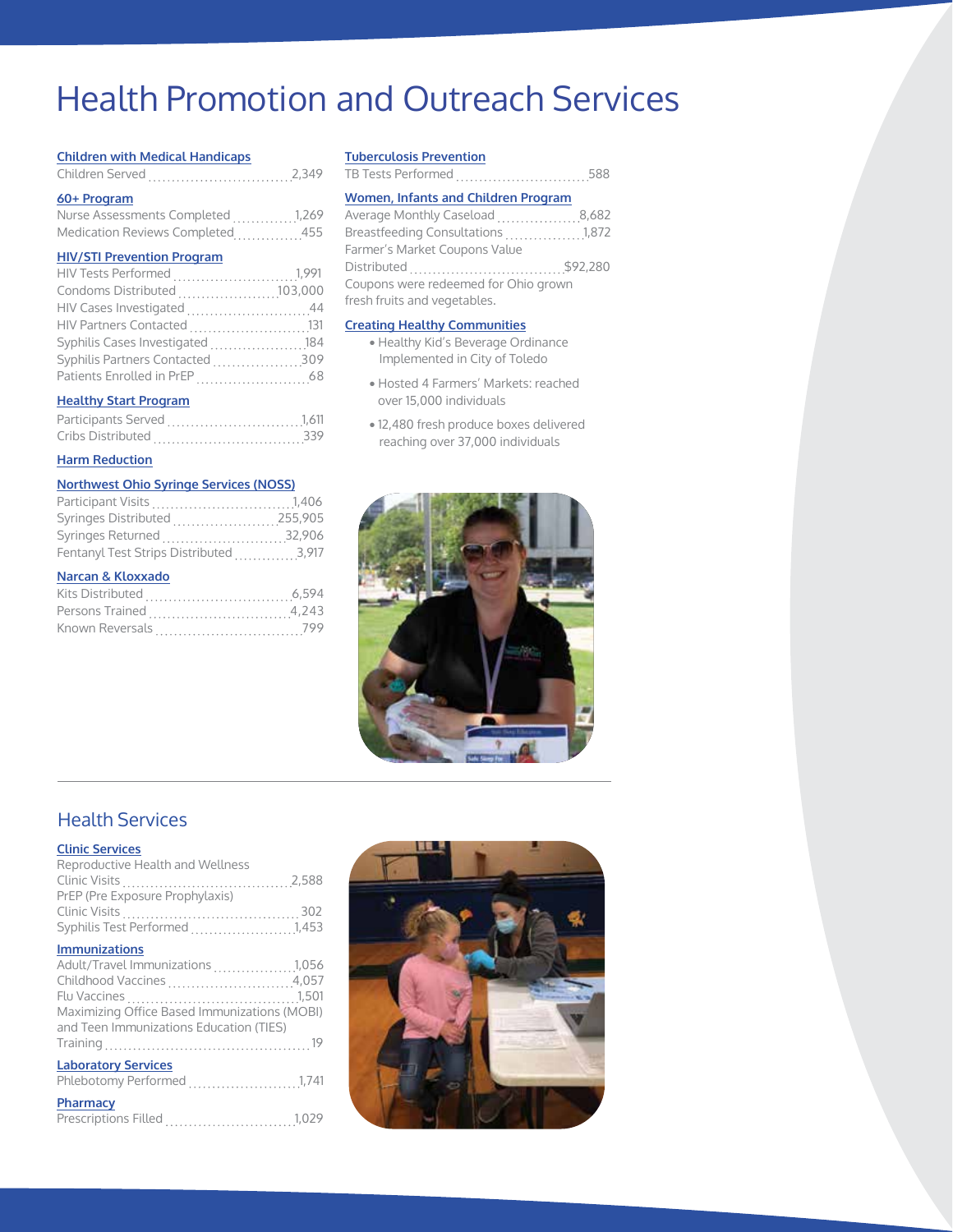# Health Promotion and Outreach Services

### Children with Medical Handicaps

Children Served ..... 2,349

### 60+ Program

Nurse Assessments Completed ..... 1,269
Medication Reviews Completed ..... 455

### HIV/STI Prevention Program

HIV Tests Performed ..... 1,991
Condoms Distributed ..... 103,000
HIV Cases Investigated ..... 44
HIV Partners Contacted ..... 131
Syphilis Cases Investigated ..... 184
Syphilis Partners Contacted ..... 309
Patients Enrolled in PrEP ..... 68

### Healthy Start Program

Participants Served ..... 1,611
Cribs Distributed ..... 339

### Harm Reduction

### Northwest Ohio Syringe Services (NOSS)

Participant Visits ..... 1,406
Syringes Distributed ..... 255,905
Syringes Returned ..... 32,906
Fentanyl Test Strips Distributed ..... 3,917

### Narcan & Kloxxado

Kits Distributed ..... 6,594
Persons Trained ..... 4,243
Known Reversals ..... 799

### Tuberculosis Prevention

TB Tests Performed ..... 588

### Women, Infants and Children Program

Average Monthly Caseload ..... 8,682
Breastfeeding Consultations ..... 1,872
Farmer's Market Coupons Value Distributed ..... $92,280
Coupons were redeemed for Ohio grown fresh fruits and vegetables.

### Creating Healthy Communities

- Healthy Kid's Beverage Ordinance Implemented in City of Toledo
- Hosted 4 Farmers' Markets: reached over 15,000 individuals
- 12,480 fresh produce boxes delivered reaching over 37,000 individuals

## Health Services

### Clinic Services

Reproductive Health and Wellness Clinic Visits ..... 2,588
PrEP (Pre Exposure Prophylaxis) Clinic Visits ..... 302
Syphilis Test Performed ..... 1,453

### Immunizations

Adult/Travel Immunizations ..... 1,056
Childhood Vaccines ..... 4,057
Flu Vaccines ..... 1,501
Maximizing Office Based Immunizations (MOBI) and Teen Immunizations Education (TIES) Training ..... 19

### Laboratory Services

Phlebotomy Performed ..... 1,741

### Pharmacy

Prescriptions Filled ..... 1,029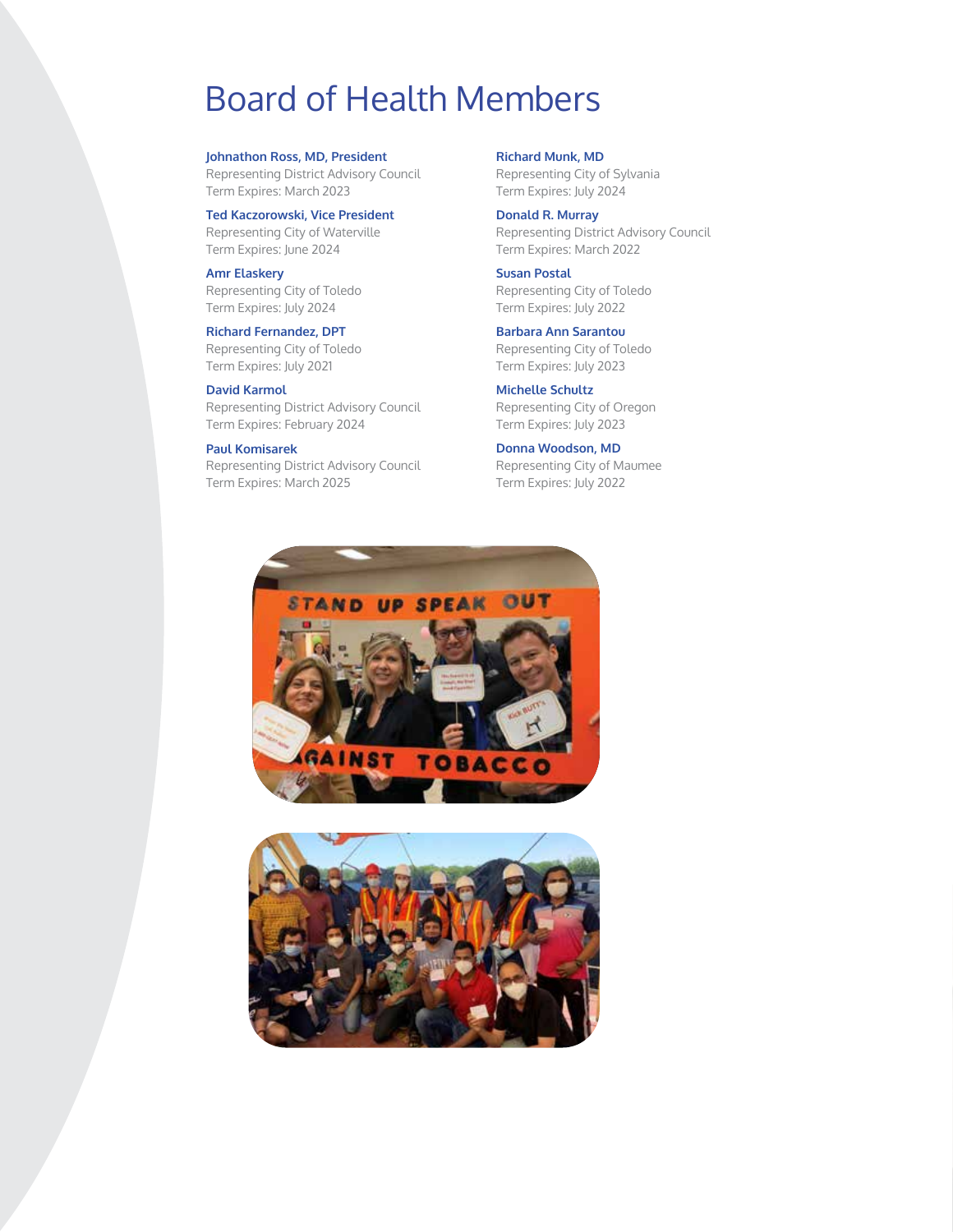# Board of Health Members

**Johnathon Ross, MD, President**
Representing District Advisory Council
Term Expires: March 2023

**Ted Kaczorowski, Vice President**
Representing City of Waterville
Term Expires: June 2024

**Amr Elaskery**
Representing City of Toledo
Term Expires: July 2024

**Richard Fernandez, DPT**
Representing City of Toledo
Term Expires: July 2021

**David Karmol**
Representing District Advisory Council
Term Expires: February 2024

**Paul Komisarek**
Representing District Advisory Council
Term Expires: March 2025

**Richard Munk, MD**
Representing City of Sylvania
Term Expires: July 2024

**Donald R. Murray**
Representing District Advisory Council
Term Expires: March 2022

**Susan Postal**
Representing City of Toledo
Term Expires: July 2022

**Barbara Ann Sarantou**
Representing City of Toledo
Term Expires: July 2023

**Michelle Schultz**
Representing City of Oregon
Term Expires: July 2023

**Donna Woodson, MD**
Representing City of Maumee
Term Expires: July 2022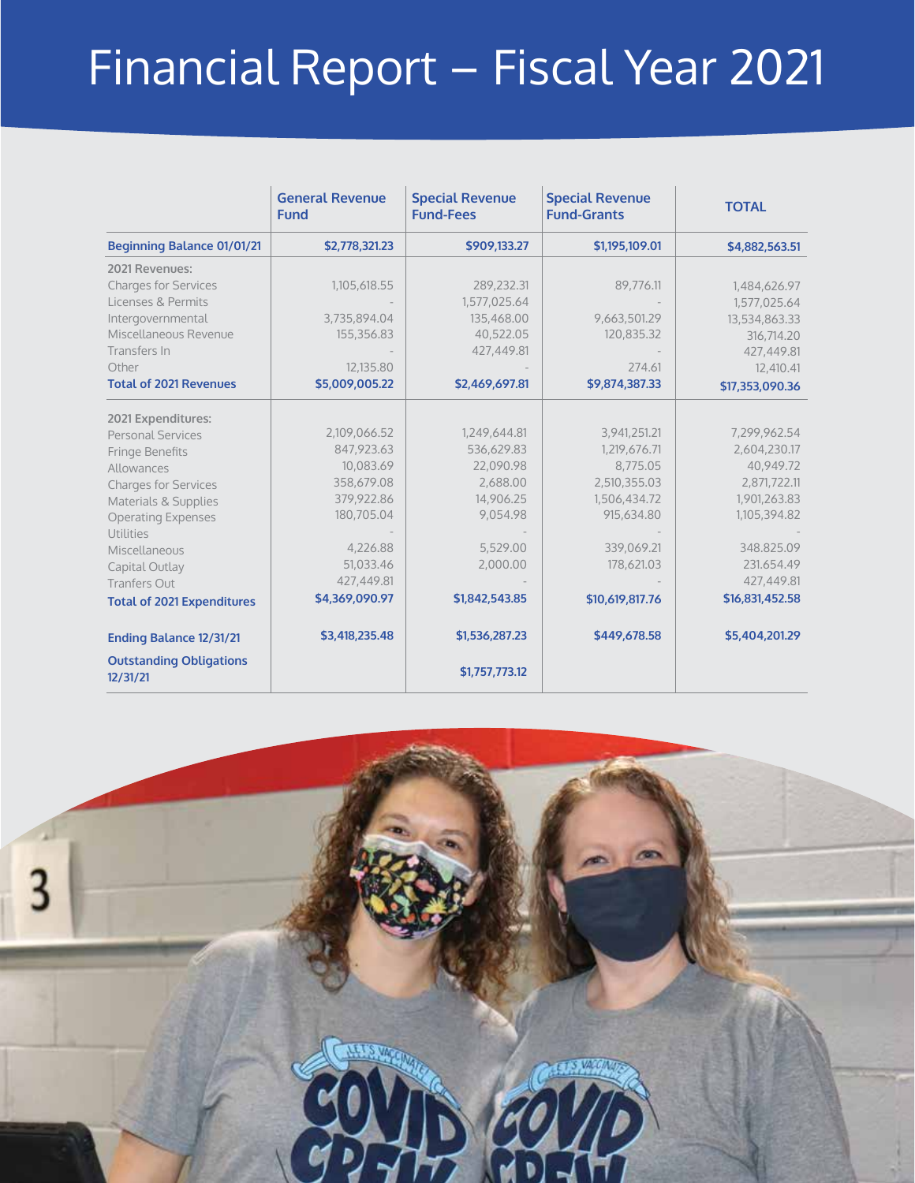# Financial Report – Fiscal Year 2021

| | General Revenue Fund | Special Revenue Fund-Fees | Special Revenue Fund-Grants | TOTAL |
|---|---|---|---|---|
| **Beginning Balance 01/01/21** | **$2,778,321.23** | **$909,133.27** | **$1,195,109.01** | **$4,882,563.51** |
| 2021 Revenues: | | | | |
| Charges for Services | 1,105,618.55 | 289,232.31 | 89,776.11 | 1,484,626.97 |
| Licenses & Permits | - | 1,577,025.64 | - | 1,577,025.64 |
| Intergovernmental | 3,735,894.04 | 135,468.00 | 9,663,501.29 | 13,534,863.33 |
| Miscellaneous Revenue | 155,356.83 | 40,522.05 | 120,835.32 | 316,714.20 |
| Transfers In | - | 427,449.81 | - | 427,449.81 |
| Other | 12,135.80 | - | 274.61 | 12,410.41 |
| **Total of 2021 Revenues** | **$5,009,005.22** | **$2,469,697.81** | **$9,874,387.33** | **$17,353,090.36** |
| 2021 Expenditures: | | | | |
| Personal Services | 2,109,066.52 | 1,249,644.81 | 3,941,251.21 | 7,299,962.54 |
| Fringe Benefits | 847,923.63 | 536,629.83 | 1,219,676.71 | 2,604,230.17 |
| Allowances | 10,083.69 | 22,090.98 | 8,775.05 | 40,949.72 |
| Charges for Services | 358,679.08 | 2,688.00 | 2,510,355.03 | 2,871,722.11 |
| Materials & Supplies | 379,922.86 | 14,906.25 | 1,506,434.72 | 1,901,263.83 |
| Operating Expenses | 180,705.04 | 9,054.98 | 915,634.80 | 1,105,394.82 |
| Utilities | - | - | - | - |
| Miscellaneous | 4,226.88 | 5,529.00 | 339,069.21 | 348.825.09 |
| Capital Outlay | 51,033.46 | 2,000.00 | 178,621.03 | 231.654.49 |
| Tranfers Out | 427,449.81 | - | - | 427,449.81 |
| **Total of 2021 Expenditures** | **$4,369,090.97** | **$1,842,543.85** | **$10,619,817.76** | **$16,831,452.58** |
| **Ending Balance 12/31/21** | **$3,418,235.48** | **$1,536,287.23** | **$449,678.58** | **$5,404,201.29** |
| **Outstanding Obligations 12/31/21** | | **$1,757,773.12** | | |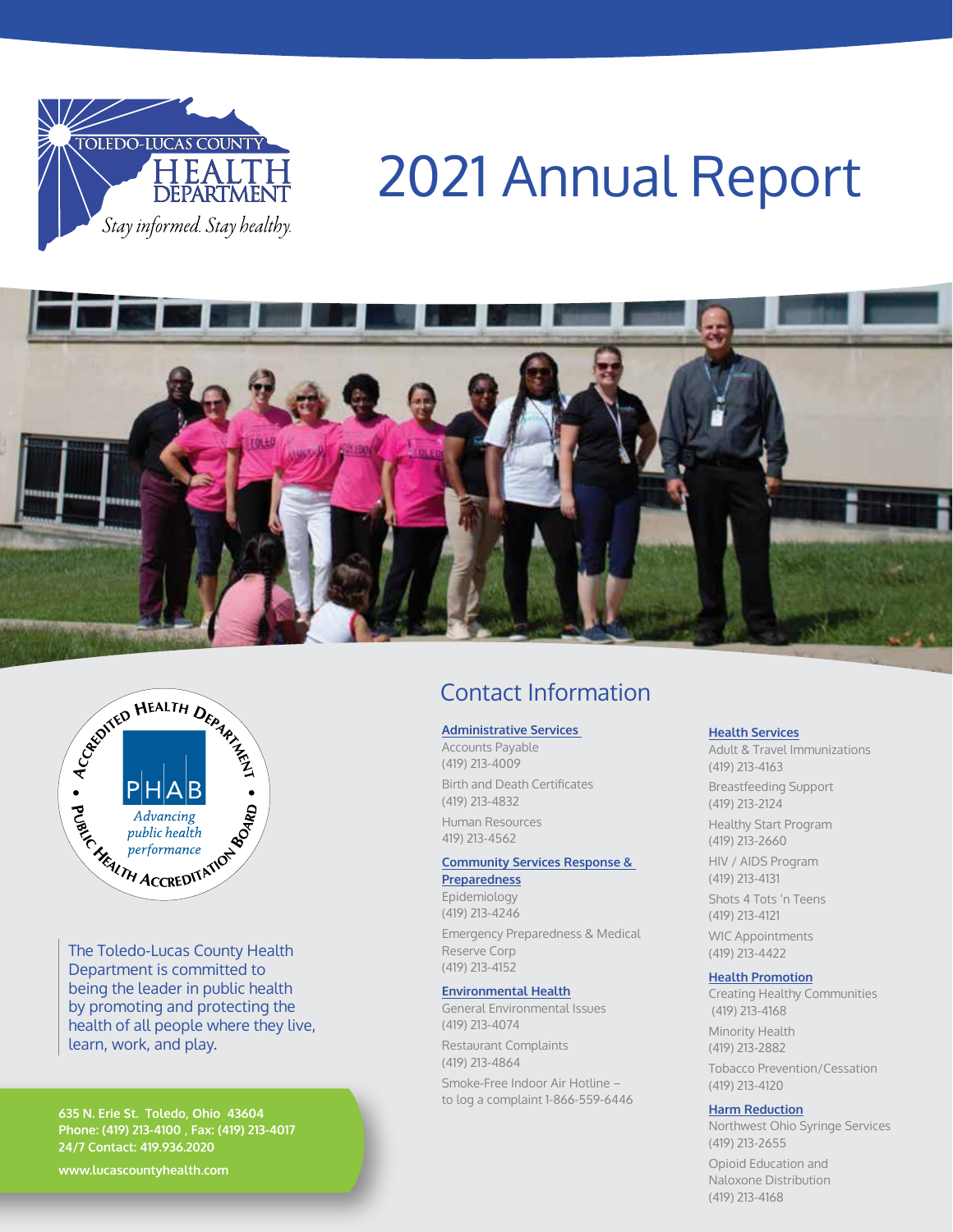TOLEDO-LUCAS COUNTY HEALTH DEPARTMENT

*Stay informed. Stay healthy.*

# 2021 Annual Report

ACCREDITED HEALTH DEPARTMENT • PUBLIC HEALTH ACCREDITATION BOARD •

PHAB

*Advancing public health performance*

The Toledo-Lucas County Health Department is committed to being the leader in public health by promoting and protecting the health of all people where they live, learn, work, and play.

**635 N. Erie St. Toledo, Ohio 43604**
**Phone: (419) 213-4100 , Fax: (419) 213-4017**
**24/7 Contact: 419.936.2020**

**www.lucascountyhealth.com**

## Contact Information

### Administrative Services

Accounts Payable
(419) 213-4009

Birth and Death Certificates
(419) 213-4832

Human Resources
419) 213-4562

### Community Services Response & Preparedness

Epidemiology
(419) 213-4246

Emergency Preparedness & Medical Reserve Corp
(419) 213-4152

### Environmental Health

General Environmental Issues
(419) 213-4074

Restaurant Complaints
(419) 213-4864

Smoke-Free Indoor Air Hotline – to log a complaint 1-866-559-6446

### Health Services

Adult & Travel Immunizations
(419) 213-4163

Breastfeeding Support
(419) 213-2124

Healthy Start Program
(419) 213-2660

HIV / AIDS Program
(419) 213-4131

Shots 4 Tots 'n Teens
(419) 213-4121

WIC Appointments
(419) 213-4422

### Health Promotion

Creating Healthy Communities
(419) 213-4168

Minority Health
(419) 213-2882

Tobacco Prevention/Cessation
(419) 213-4120

### Harm Reduction

Northwest Ohio Syringe Services
(419) 213-2655

Opioid Education and Naloxone Distribution
(419) 213-4168